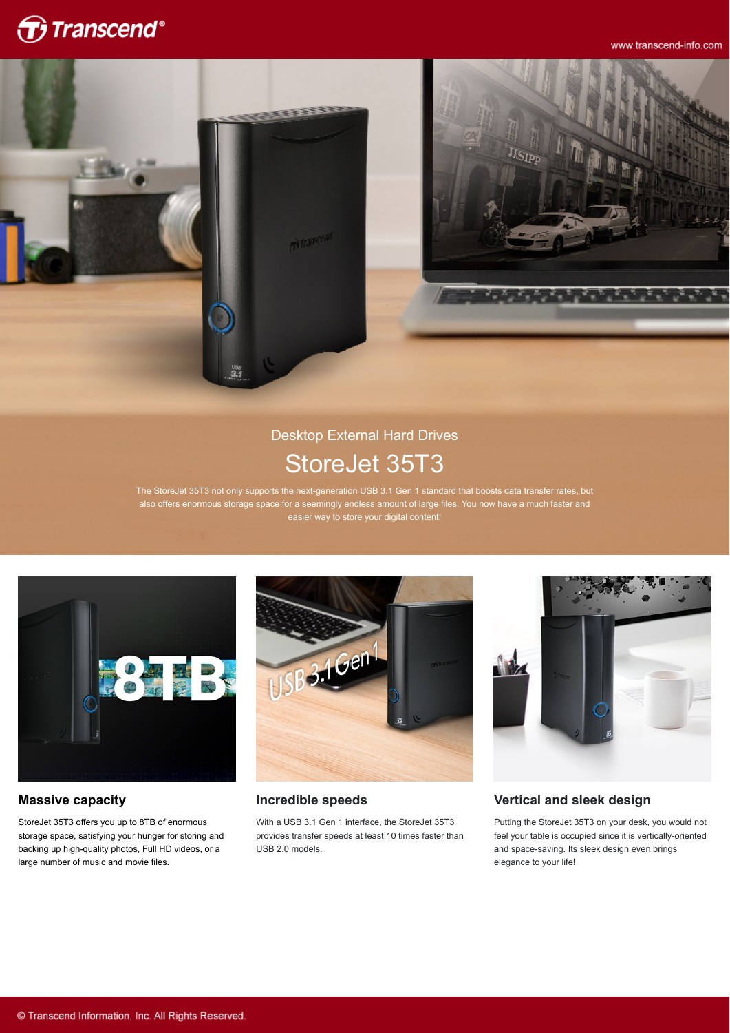# Desktop External Hard Drives

## StoreJet 35T3

The StoreJet 35T3 not only supports the next-generation USB 3.1 Gen 1 standard that boosts data transfer rates, but also offers enormous storage space for a seemingly endless amount of large files. You now have a much faster and easier way to store your digital content!

### Massive capacity

StoreJet 35T3 offers you up to 8TB of enormous storage space, satisfying your hunger for storing and backing up high-quality photos, Full HD videos, or a large number of music and movie files.

### Incredible speeds

With a USB 3.1 Gen 1 interface, the StoreJet 35T3 provides transfer speeds at least 10 times faster than USB 2.0 models.

### Vertical and sleek design

Putting the StoreJet 35T3 on your desk, you would not feel your table is occupied since it is vertically-oriented and space-saving. Its sleek design even brings elegance to your life!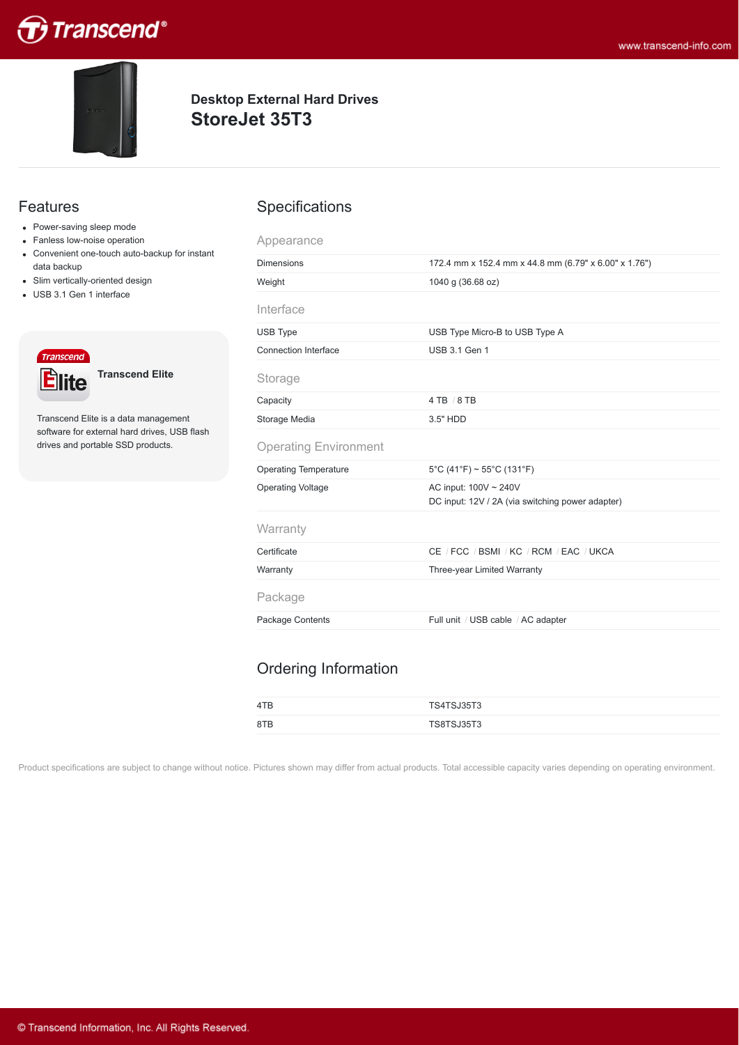# Desktop External Hard Drives
## StoreJet 35T3

## Features

- Power-saving sleep mode
- Fanless low-noise operation
- Convenient one-touch auto-backup for instant data backup
- Slim vertically-oriented design
- USB 3.1 Gen 1 interface

**Transcend Elite**

Transcend Elite is a data management software for external hard drives, USB flash drives and portable SSD products.

## Specifications

### Appearance

| | |
|---|---|
| Dimensions | 172.4 mm x 152.4 mm x 44.8 mm (6.79" x 6.00" x 1.76") |
| Weight | 1040 g (36.68 oz) |

### Interface

| | |
|---|---|
| USB Type | USB Type Micro-B to USB Type A |
| Connection Interface | USB 3.1 Gen 1 |

### Storage

| | |
|---|---|
| Capacity | 4 TB / 8 TB |
| Storage Media | 3.5" HDD |

### Operating Environment

| | |
|---|---|
| Operating Temperature | 5°C (41°F) ~ 55°C (131°F) |
| Operating Voltage | AC input: 100V ~ 240V<br>DC input: 12V / 2A (via switching power adapter) |

### Warranty

| | |
|---|---|
| Certificate | CE / FCC / BSMI / KC / RCM / EAC / UKCA |
| Warranty | Three-year Limited Warranty |

### Package

| | |
|---|---|
| Package Contents | Full unit / USB cable / AC adapter |

## Ordering Information

| | |
|---|---|
| 4TB | TS4TSJ35T3 |
| 8TB | TS8TSJ35T3 |

Product specifications are subject to change without notice. Pictures shown may differ from actual products. Total accessible capacity varies depending on operating environment.